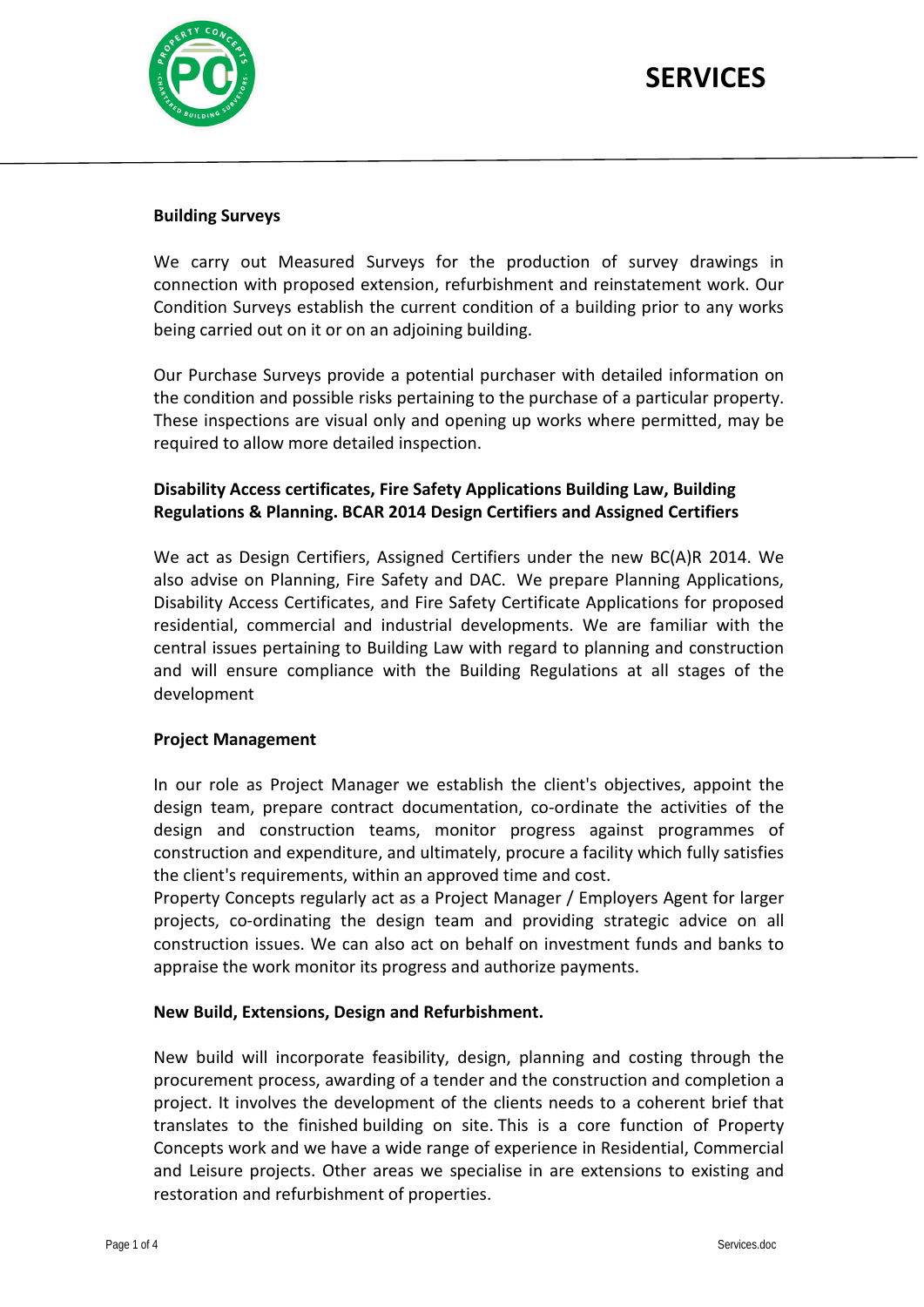# SERVICES

**Building Surveys**

We carry out Measured Surveys for the production of survey drawings in connection with proposed extension, refurbishment and reinstatement work. Our Condition Surveys establish the current condition of a building prior to any works being carried out on it or on an adjoining building.

Our Purchase Surveys provide a potential purchaser with detailed information on the condition and possible risks pertaining to the purchase of a particular property. These inspections are visual only and opening up works where permitted, may be required to allow more detailed inspection.

**Disability Access certificates, Fire Safety Applications Building Law, Building Regulations & Planning. BCAR 2014 Design Certifiers and Assigned Certifiers**

We act as Design Certifiers, Assigned Certifiers under the new BC(A)R 2014. We also advise on Planning, Fire Safety and DAC. We prepare Planning Applications, Disability Access Certificates, and Fire Safety Certificate Applications for proposed residential, commercial and industrial developments. We are familiar with the central issues pertaining to Building Law with regard to planning and construction and will ensure compliance with the Building Regulations at all stages of the development

**Project Management**

In our role as Project Manager we establish the client's objectives, appoint the design team, prepare contract documentation, co-ordinate the activities of the design and construction teams, monitor progress against programmes of construction and expenditure, and ultimately, procure a facility which fully satisfies the client's requirements, within an approved time and cost.
Property Concepts regularly act as a Project Manager / Employers Agent for larger projects, co-ordinating the design team and providing strategic advice on all construction issues. We can also act on behalf on investment funds and banks to appraise the work monitor its progress and authorize payments.

**New Build, Extensions, Design and Refurbishment.**

New build will incorporate feasibility, design, planning and costing through the procurement process, awarding of a tender and the construction and completion a project. It involves the development of the clients needs to a coherent brief that translates to the finished building on site. This is a core function of Property Concepts work and we have a wide range of experience in Residential, Commercial and Leisure projects. Other areas we specialise in are extensions to existing and restoration and refurbishment of properties.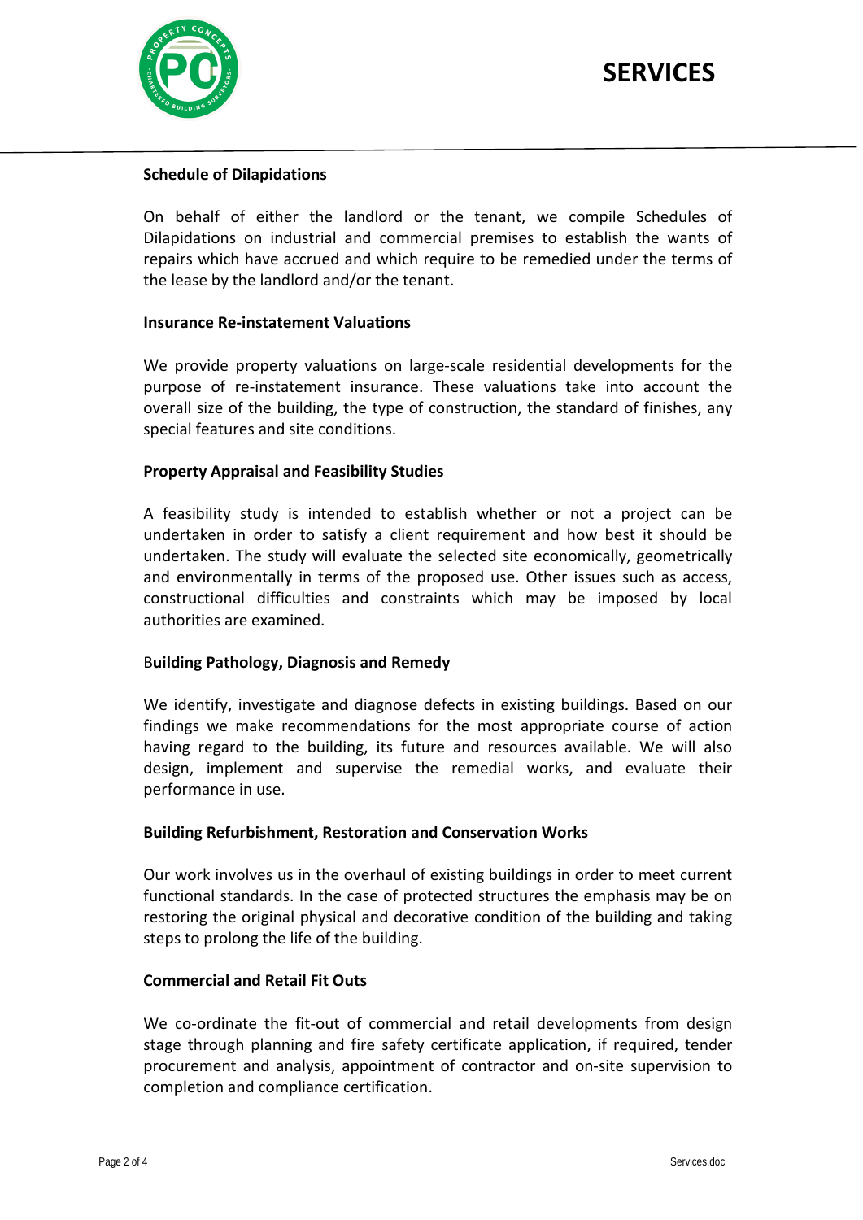# SERVICES

**Schedule of Dilapidations**

On behalf of either the landlord or the tenant, we compile Schedules of Dilapidations on industrial and commercial premises to establish the wants of repairs which have accrued and which require to be remedied under the terms of the lease by the landlord and/or the tenant.

**Insurance Re-instatement Valuations**

We provide property valuations on large-scale residential developments for the purpose of re-instatement insurance. These valuations take into account the overall size of the building, the type of construction, the standard of finishes, any special features and site conditions.

**Property Appraisal and Feasibility Studies**

A feasibility study is intended to establish whether or not a project can be undertaken in order to satisfy a client requirement and how best it should be undertaken. The study will evaluate the selected site economically, geometrically and environmentally in terms of the proposed use. Other issues such as access, constructional difficulties and constraints which may be imposed by local authorities are examined.

B**uilding Pathology, Diagnosis and Remedy**

We identify, investigate and diagnose defects in existing buildings. Based on our findings we make recommendations for the most appropriate course of action having regard to the building, its future and resources available. We will also design, implement and supervise the remedial works, and evaluate their performance in use.

**Building Refurbishment, Restoration and Conservation Works**

Our work involves us in the overhaul of existing buildings in order to meet current functional standards. In the case of protected structures the emphasis may be on restoring the original physical and decorative condition of the building and taking steps to prolong the life of the building.

**Commercial and Retail Fit Outs**

We co-ordinate the fit-out of commercial and retail developments from design stage through planning and fire safety certificate application, if required, tender procurement and analysis, appointment of contractor and on-site supervision to completion and compliance certification.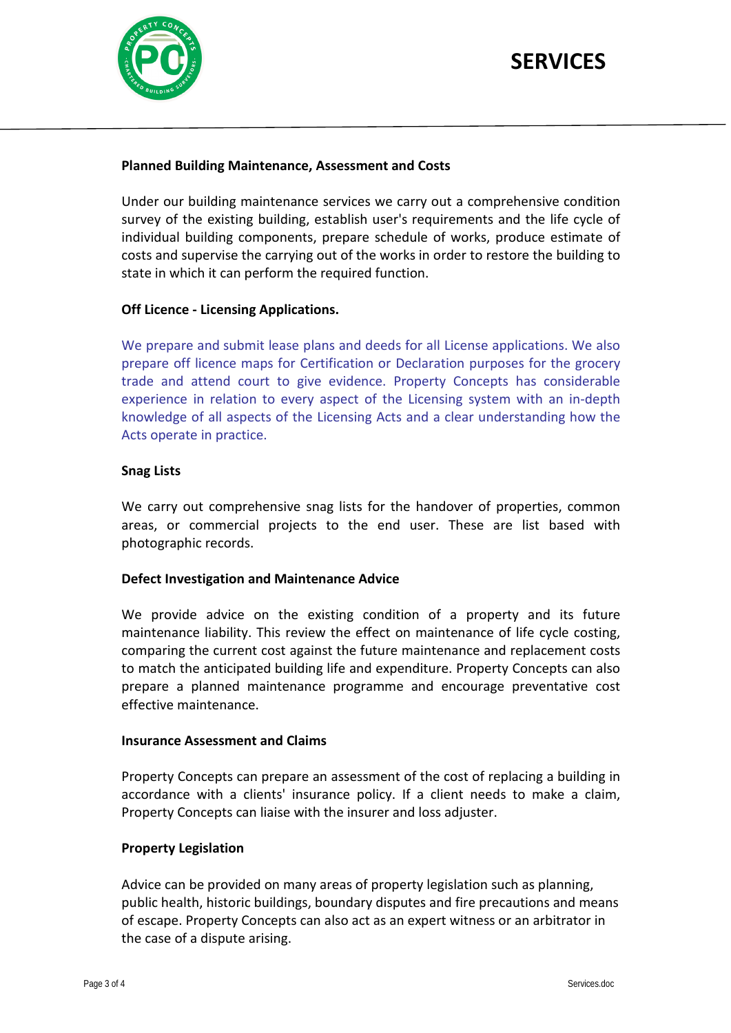# SERVICES

**Planned Building Maintenance, Assessment and Costs**

Under our building maintenance services we carry out a comprehensive condition survey of the existing building, establish user's requirements and the life cycle of individual building components, prepare schedule of works, produce estimate of costs and supervise the carrying out of the works in order to restore the building to state in which it can perform the required function.

**Off Licence - Licensing Applications.**

We prepare and submit lease plans and deeds for all License applications. We also prepare off licence maps for Certification or Declaration purposes for the grocery trade and attend court to give evidence. Property Concepts has considerable experience in relation to every aspect of the Licensing system with an in-depth knowledge of all aspects of the Licensing Acts and a clear understanding how the Acts operate in practice.

**Snag Lists**

We carry out comprehensive snag lists for the handover of properties, common areas, or commercial projects to the end user. These are list based with photographic records.

**Defect Investigation and Maintenance Advice**

We provide advice on the existing condition of a property and its future maintenance liability. This review the effect on maintenance of life cycle costing, comparing the current cost against the future maintenance and replacement costs to match the anticipated building life and expenditure. Property Concepts can also prepare a planned maintenance programme and encourage preventative cost effective maintenance.

**Insurance Assessment and Claims**

Property Concepts can prepare an assessment of the cost of replacing a building in accordance with a clients' insurance policy. If a client needs to make a claim, Property Concepts can liaise with the insurer and loss adjuster.

**Property Legislation**

Advice can be provided on many areas of property legislation such as planning, public health, historic buildings, boundary disputes and fire precautions and means of escape. Property Concepts can also act as an expert witness or an arbitrator in the case of a dispute arising.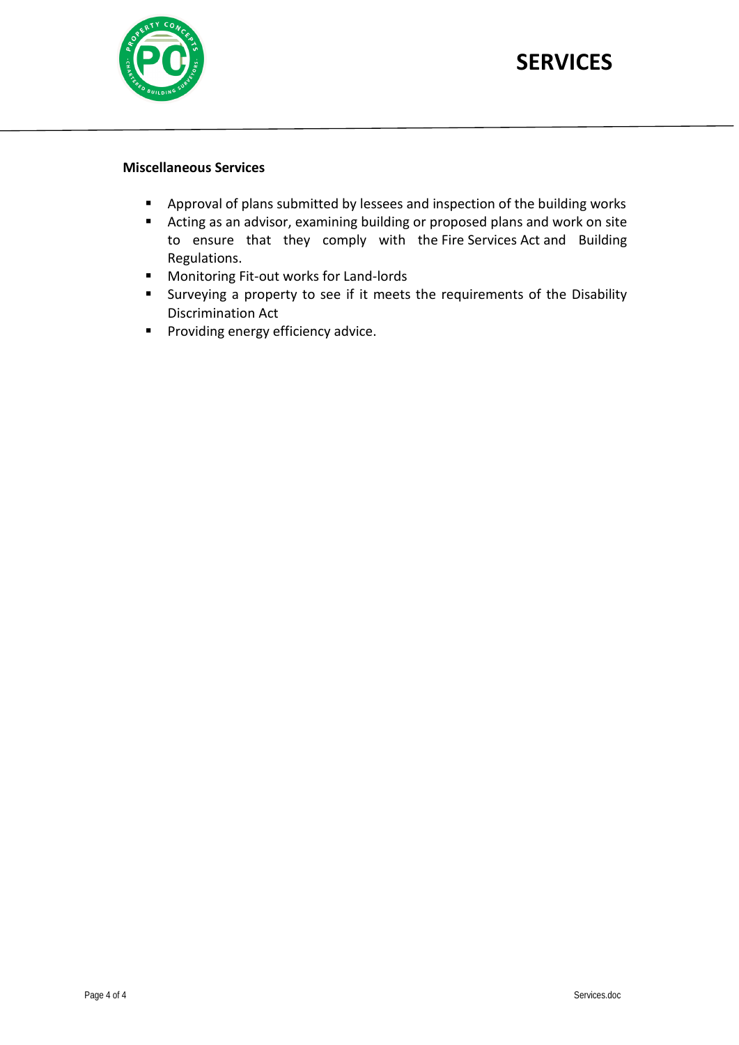**Miscellaneous Services**

- Approval of plans submitted by lessees and inspection of the building works
- Acting as an advisor, examining building or proposed plans and work on site to ensure that they comply with the Fire Services Act and Building Regulations.
- Monitoring Fit-out works for Land-lords
- Surveying a property to see if it meets the requirements of the Disability Discrimination Act
- Providing energy efficiency advice.